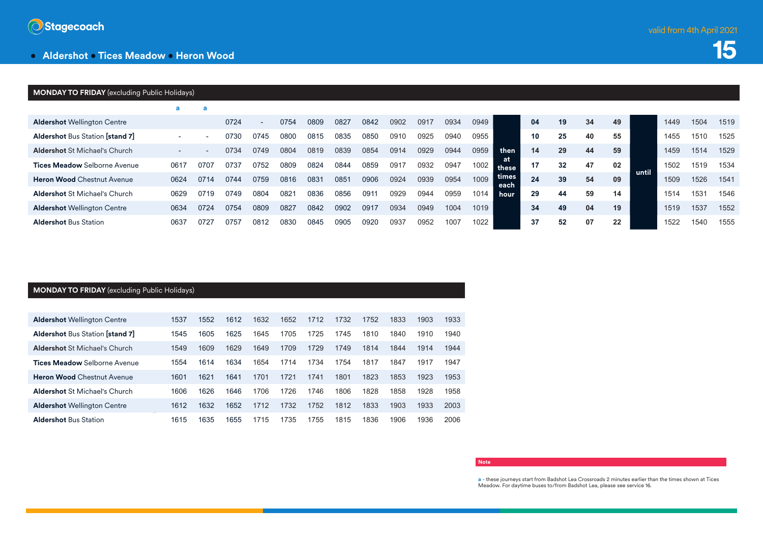Stagecoach

valid from 4th April 2021

# 15

## Aldershot • Tices Meadow • Heron Wood

**MONDAY TO FRIDAY** (excluding Public Holidays)

| | a | a | | | | | | | | | | | | | | | | | | | | |
|---|---|---|---|---|---|---|---|---|---|---|---|---|---|---|---|---|---|---|---|---|---|---|
| **Aldershot** Wellington Centre | | | 0724 | - | 0754 | 0809 | 0827 | 0842 | 0902 | 0917 | 0934 | 0949 | then at these times each hour | 04 | 19 | 34 | 49 | until | 1449 | 1504 | 1519 |
| **Aldershot** Bus Station **[stand 7]** | - | - | 0730 | 0745 | 0800 | 0815 | 0835 | 0850 | 0910 | 0925 | 0940 | 0955 | | 10 | 25 | 40 | 55 | | 1455 | 1510 | 1525 |
| **Aldershot** St Michael's Church | - | - | 0734 | 0749 | 0804 | 0819 | 0839 | 0854 | 0914 | 0929 | 0944 | 0959 | | 14 | 29 | 44 | 59 | | 1459 | 1514 | 1529 |
| **Tices Meadow** Selborne Avenue | 0617 | 0707 | 0737 | 0752 | 0809 | 0824 | 0844 | 0859 | 0917 | 0932 | 0947 | 1002 | | 17 | 32 | 47 | 02 | | 1502 | 1519 | 1534 |
| **Heron Wood** Chestnut Avenue | 0624 | 0714 | 0744 | 0759 | 0816 | 0831 | 0851 | 0906 | 0924 | 0939 | 0954 | 1009 | | 24 | 39 | 54 | 09 | | 1509 | 1526 | 1541 |
| **Aldershot** St Michael's Church | 0629 | 0719 | 0749 | 0804 | 0821 | 0836 | 0856 | 0911 | 0929 | 0944 | 0959 | 1014 | | 29 | 44 | 59 | 14 | | 1514 | 1531 | 1546 |
| **Aldershot** Wellington Centre | 0634 | 0724 | 0754 | 0809 | 0827 | 0842 | 0902 | 0917 | 0934 | 0949 | 1004 | 1019 | | 34 | 49 | 04 | 19 | | 1519 | 1537 | 1552 |
| **Aldershot** Bus Station | 0637 | 0727 | 0757 | 0812 | 0830 | 0845 | 0905 | 0920 | 0937 | 0952 | 1007 | 1022 | | 37 | 52 | 07 | 22 | | 1522 | 1540 | 1555 |

**MONDAY TO FRIDAY** (excluding Public Holidays)

| | | | | | | | | | | | |
|---|---|---|---|---|---|---|---|---|---|---|---|
| **Aldershot** Wellington Centre | 1537 | 1552 | 1612 | 1632 | 1652 | 1712 | 1732 | 1752 | 1833 | 1903 | 1933 |
| **Aldershot** Bus Station **[stand 7]** | 1545 | 1605 | 1625 | 1645 | 1705 | 1725 | 1745 | 1810 | 1840 | 1910 | 1940 |
| **Aldershot** St Michael's Church | 1549 | 1609 | 1629 | 1649 | 1709 | 1729 | 1749 | 1814 | 1844 | 1914 | 1944 |
| **Tices Meadow** Selborne Avenue | 1554 | 1614 | 1634 | 1654 | 1714 | 1734 | 1754 | 1817 | 1847 | 1917 | 1947 |
| **Heron Wood** Chestnut Avenue | 1601 | 1621 | 1641 | 1701 | 1721 | 1741 | 1801 | 1823 | 1853 | 1923 | 1953 |
| **Aldershot** St Michael's Church | 1606 | 1626 | 1646 | 1706 | 1726 | 1746 | 1806 | 1828 | 1858 | 1928 | 1958 |
| **Aldershot** Wellington Centre | 1612 | 1632 | 1652 | 1712 | 1732 | 1752 | 1812 | 1833 | 1903 | 1933 | 2003 |
| **Aldershot** Bus Station | 1615 | 1635 | 1655 | 1715 | 1735 | 1755 | 1815 | 1836 | 1906 | 1936 | 2006 |

**Note**

a - these journeys start from Badshot Lea Crossroads 2 minutes earlier than the times shown at Tices Meadow. For daytime buses to/from Badshot Lea, please see service 16.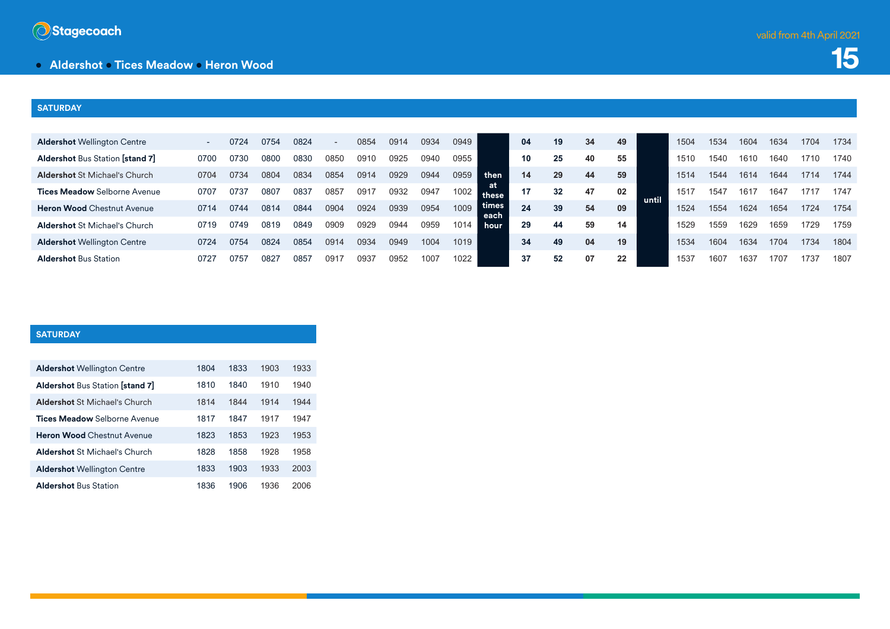Stagecoach

valid from 4th April 2021

# 15

## Aldershot • Tices Meadow • Heron Wood

### SATURDAY

| | | | | | | | | | | | | | | | | | | | | | |
|---|---|---|---|---|---|---|---|---|---|---|---|---|---|---|---|---|---|---|---|---|---|
| **Aldershot** Wellington Centre | - | 0724 | 0754 | 0824 | - | 0854 | 0914 | 0934 | 0949 | then at these times each hour | **04** | **19** | **34** | **49** | until | 1504 | 1534 | 1604 | 1634 | 1704 | 1734 |
| **Aldershot** Bus Station **[stand 7]** | 0700 | 0730 | 0800 | 0830 | 0850 | 0910 | 0925 | 0940 | 0955 | | **10** | **25** | **40** | **55** | | 1510 | 1540 | 1610 | 1640 | 1710 | 1740 |
| **Aldershot** St Michael's Church | 0704 | 0734 | 0804 | 0834 | 0854 | 0914 | 0929 | 0944 | 0959 | | **14** | **29** | **44** | **59** | | 1514 | 1544 | 1614 | 1644 | 1714 | 1744 |
| **Tices Meadow** Selborne Avenue | 0707 | 0737 | 0807 | 0837 | 0857 | 0917 | 0932 | 0947 | 1002 | | **17** | **32** | **47** | **02** | | 1517 | 1547 | 1617 | 1647 | 1717 | 1747 |
| **Heron Wood** Chestnut Avenue | 0714 | 0744 | 0814 | 0844 | 0904 | 0924 | 0939 | 0954 | 1009 | | **24** | **39** | **54** | **09** | | 1524 | 1554 | 1624 | 1654 | 1724 | 1754 |
| **Aldershot** St Michael's Church | 0719 | 0749 | 0819 | 0849 | 0909 | 0929 | 0944 | 0959 | 1014 | | **29** | **44** | **59** | **14** | | 1529 | 1559 | 1629 | 1659 | 1729 | 1759 |
| **Aldershot** Wellington Centre | 0724 | 0754 | 0824 | 0854 | 0914 | 0934 | 0949 | 1004 | 1019 | | **34** | **49** | **04** | **19** | | 1534 | 1604 | 1634 | 1704 | 1734 | 1804 |
| **Aldershot** Bus Station | 0727 | 0757 | 0827 | 0857 | 0917 | 0937 | 0952 | 1007 | 1022 | | **37** | **52** | **07** | **22** | | 1537 | 1607 | 1637 | 1707 | 1737 | 1807 |

### SATURDAY

| | | | | |
|---|---|---|---|---|
| **Aldershot** Wellington Centre | 1804 | 1833 | 1903 | 1933 |
| **Aldershot** Bus Station **[stand 7]** | 1810 | 1840 | 1910 | 1940 |
| **Aldershot** St Michael's Church | 1814 | 1844 | 1914 | 1944 |
| **Tices Meadow** Selborne Avenue | 1817 | 1847 | 1917 | 1947 |
| **Heron Wood** Chestnut Avenue | 1823 | 1853 | 1923 | 1953 |
| **Aldershot** St Michael's Church | 1828 | 1858 | 1928 | 1958 |
| **Aldershot** Wellington Centre | 1833 | 1903 | 1933 | 2003 |
| **Aldershot** Bus Station | 1836 | 1906 | 1936 | 2006 |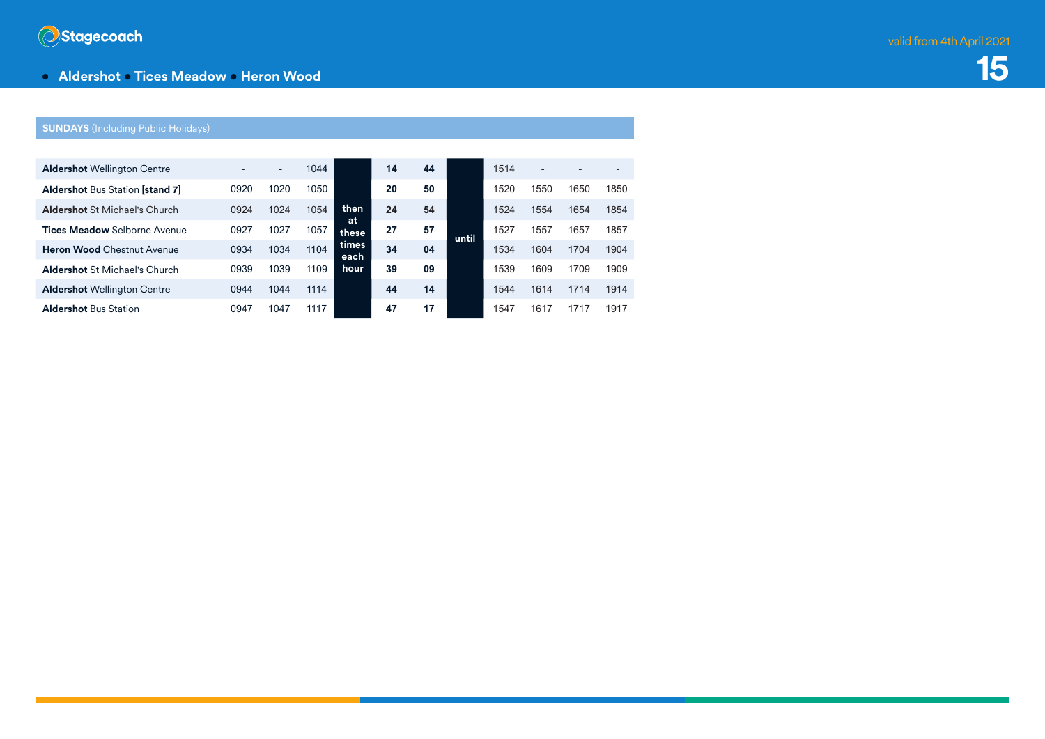Stagecoach

● Aldershot ● Tices Meadow ● Heron Wood

valid from 4th April 2021

# 15

**SUNDAYS** (Including Public Holidays)

| | | | | | | | | | | | | |
|---|---|---|---|---|---|---|---|---|---|---|---|---|
| **Aldershot** Wellington Centre | - | - | 1044 | then at these times each hour | **14** | **44** | until | 1514 | - | - | - |
| **Aldershot** Bus Station **[stand 7]** | 0920 | 1020 | 1050 | | **20** | **50** | | 1520 | 1550 | 1650 | 1850 |
| **Aldershot** St Michael's Church | 0924 | 1024 | 1054 | | **24** | **54** | | 1524 | 1554 | 1654 | 1854 |
| **Tices Meadow** Selborne Avenue | 0927 | 1027 | 1057 | | **27** | **57** | | 1527 | 1557 | 1657 | 1857 |
| **Heron Wood** Chestnut Avenue | 0934 | 1034 | 1104 | | **34** | **04** | | 1534 | 1604 | 1704 | 1904 |
| **Aldershot** St Michael's Church | 0939 | 1039 | 1109 | | **39** | **09** | | 1539 | 1609 | 1709 | 1909 |
| **Aldershot** Wellington Centre | 0944 | 1044 | 1114 | | **44** | **14** | | 1544 | 1614 | 1714 | 1914 |
| **Aldershot** Bus Station | 0947 | 1047 | 1117 | | **47** | **17** | | 1547 | 1617 | 1717 | 1917 |